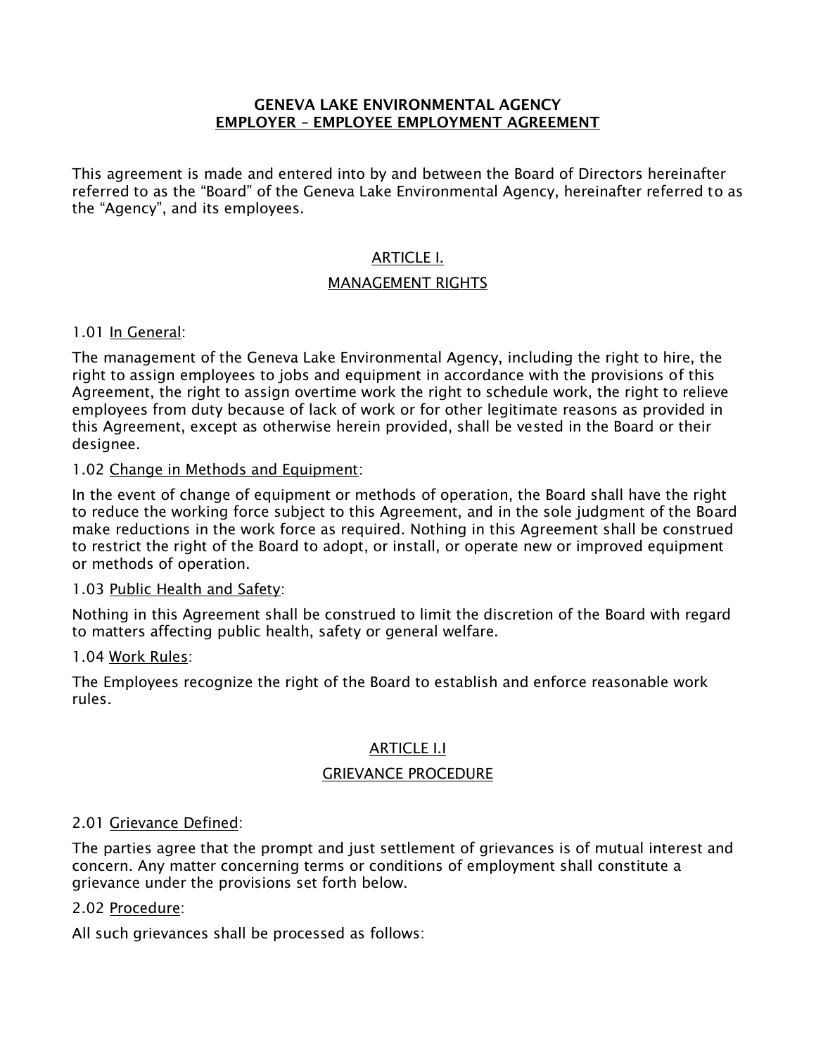**GENEVA LAKE ENVIRONMENTAL AGENCY**
**EMPLOYER – EMPLOYEE EMPLOYMENT AGREEMENT**

This agreement is made and entered into by and between the Board of Directors hereinafter referred to as the "Board" of the Geneva Lake Environmental Agency, hereinafter referred to as the "Agency", and its employees.

## ARTICLE I.

## MANAGEMENT RIGHTS

1.01 In General:

The management of the Geneva Lake Environmental Agency, including the right to hire, the right to assign employees to jobs and equipment in accordance with the provisions of this Agreement, the right to assign overtime work the right to schedule work, the right to relieve employees from duty because of lack of work or for other legitimate reasons as provided in this Agreement, except as otherwise herein provided, shall be vested in the Board or their designee.

1.02 Change in Methods and Equipment:

In the event of change of equipment or methods of operation, the Board shall have the right to reduce the working force subject to this Agreement, and in the sole judgment of the Board make reductions in the work force as required. Nothing in this Agreement shall be construed to restrict the right of the Board to adopt, or install, or operate new or improved equipment or methods of operation.

1.03 Public Health and Safety:

Nothing in this Agreement shall be construed to limit the discretion of the Board with regard to matters affecting public health, safety or general welfare.

1.04 Work Rules:

The Employees recognize the right of the Board to establish and enforce reasonable work rules.

## ARTICLE I.I

## GRIEVANCE PROCEDURE

2.01 Grievance Defined:

The parties agree that the prompt and just settlement of grievances is of mutual interest and concern. Any matter concerning terms or conditions of employment shall constitute a grievance under the provisions set forth below.

2.02 Procedure:

All such grievances shall be processed as follows: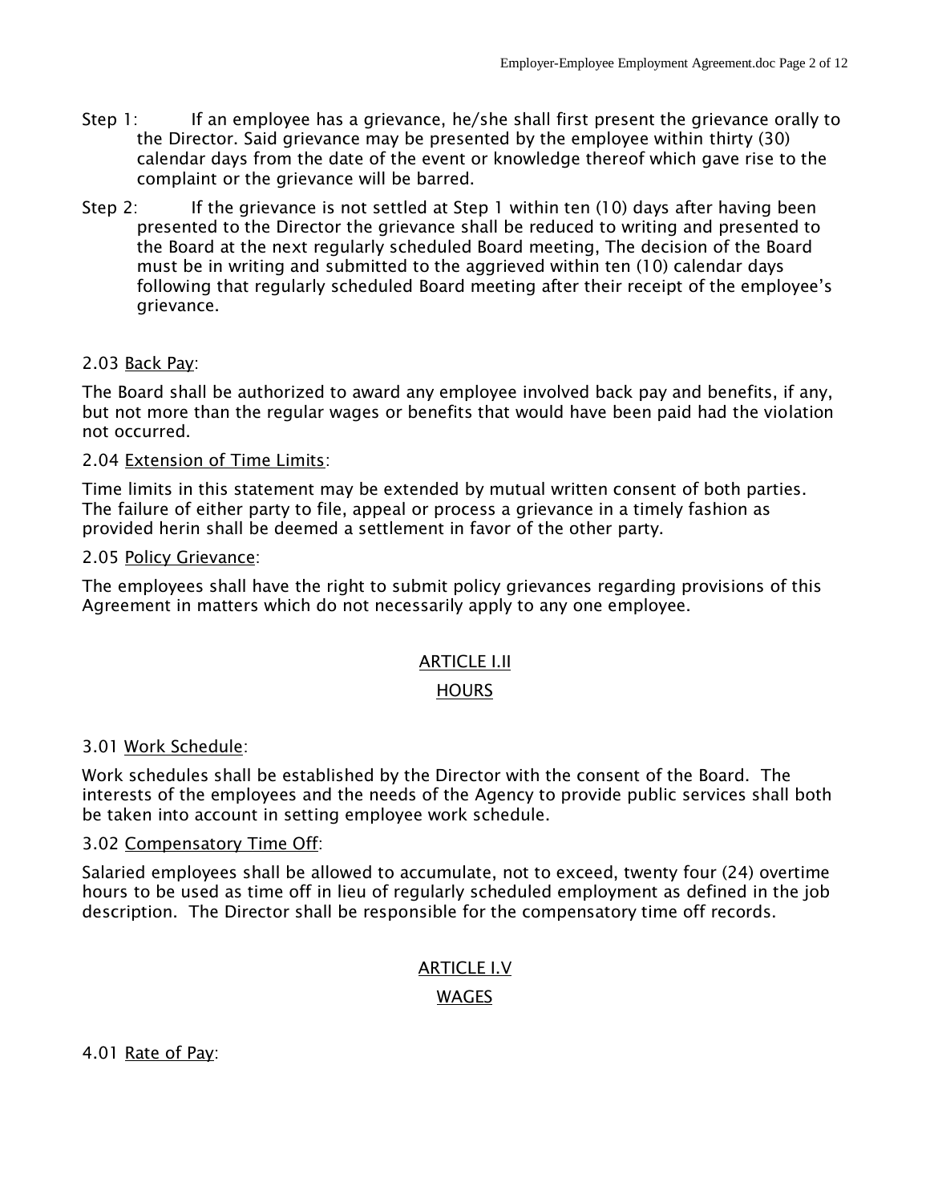Step 1: If an employee has a grievance, he/she shall first present the grievance orally to the Director. Said grievance may be presented by the employee within thirty (30) calendar days from the date of the event or knowledge thereof which gave rise to the complaint or the grievance will be barred.

Step 2: If the grievance is not settled at Step 1 within ten (10) days after having been presented to the Director the grievance shall be reduced to writing and presented to the Board at the next regularly scheduled Board meeting, The decision of the Board must be in writing and submitted to the aggrieved within ten (10) calendar days following that regularly scheduled Board meeting after their receipt of the employee's grievance.

2.03 Back Pay:

The Board shall be authorized to award any employee involved back pay and benefits, if any, but not more than the regular wages or benefits that would have been paid had the violation not occurred.

2.04 Extension of Time Limits:

Time limits in this statement may be extended by mutual written consent of both parties. The failure of either party to file, appeal or process a grievance in a timely fashion as provided herin shall be deemed a settlement in favor of the other party.

2.05 Policy Grievance:

The employees shall have the right to submit policy grievances regarding provisions of this Agreement in matters which do not necessarily apply to any one employee.

## ARTICLE I.II

## HOURS

3.01 Work Schedule:

Work schedules shall be established by the Director with the consent of the Board. The interests of the employees and the needs of the Agency to provide public services shall both be taken into account in setting employee work schedule.

3.02 Compensatory Time Off:

Salaried employees shall be allowed to accumulate, not to exceed, twenty four (24) overtime hours to be used as time off in lieu of regularly scheduled employment as defined in the job description. The Director shall be responsible for the compensatory time off records.

## ARTICLE I.V

## WAGES

4.01 Rate of Pay: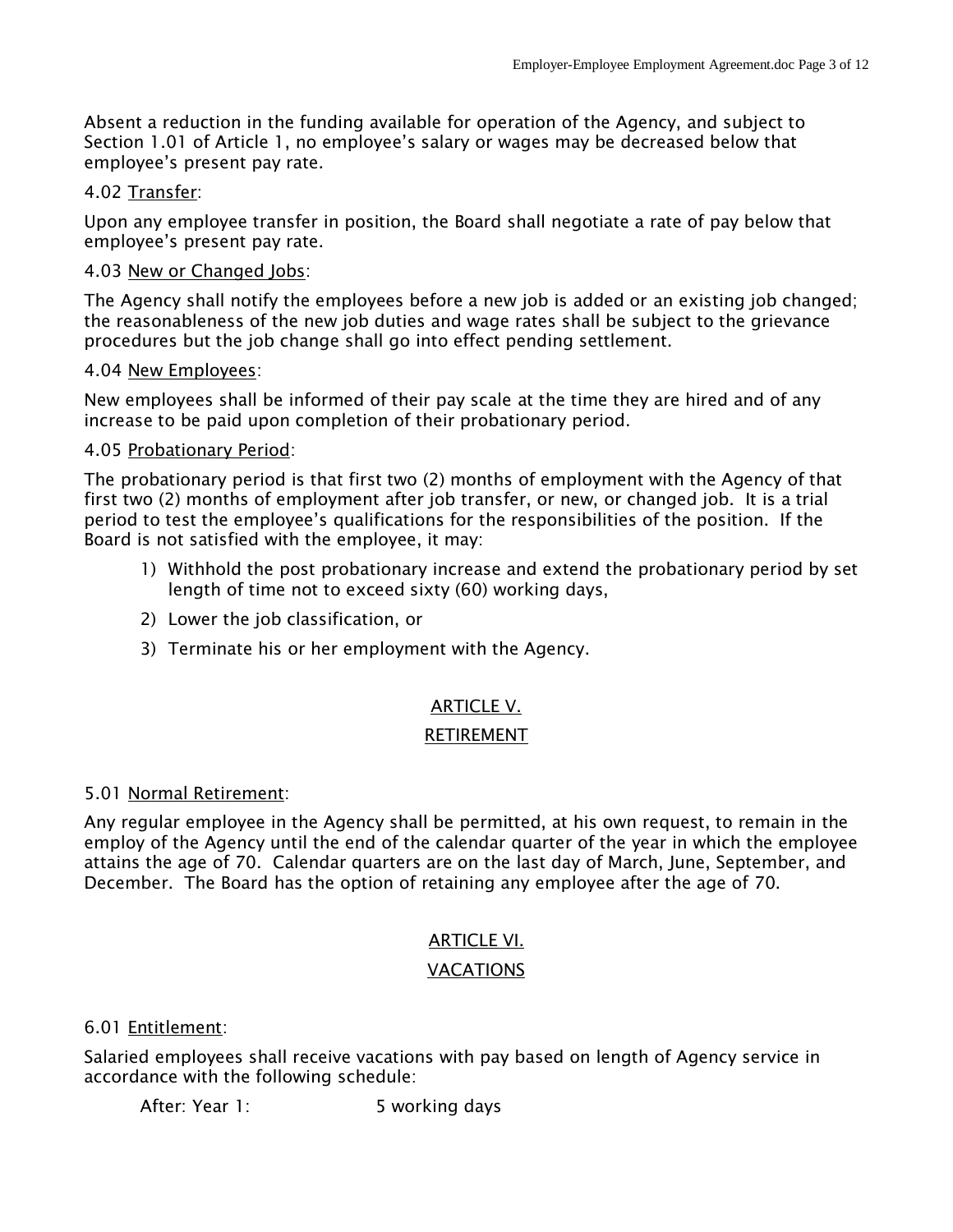Absent a reduction in the funding available for operation of the Agency, and subject to Section 1.01 of Article 1, no employee's salary or wages may be decreased below that employee's present pay rate.

4.02 Transfer:

Upon any employee transfer in position, the Board shall negotiate a rate of pay below that employee's present pay rate.

4.03 New or Changed Jobs:

The Agency shall notify the employees before a new job is added or an existing job changed; the reasonableness of the new job duties and wage rates shall be subject to the grievance procedures but the job change shall go into effect pending settlement.

4.04 New Employees:

New employees shall be informed of their pay scale at the time they are hired and of any increase to be paid upon completion of their probationary period.

4.05 Probationary Period:

The probationary period is that first two (2) months of employment with the Agency of that first two (2) months of employment after job transfer, or new, or changed job. It is a trial period to test the employee's qualifications for the responsibilities of the position. If the Board is not satisfied with the employee, it may:

1) Withhold the post probationary increase and extend the probationary period by set length of time not to exceed sixty (60) working days,
2) Lower the job classification, or
3) Terminate his or her employment with the Agency.

## ARTICLE V.

## RETIREMENT

5.01 Normal Retirement:

Any regular employee in the Agency shall be permitted, at his own request, to remain in the employ of the Agency until the end of the calendar quarter of the year in which the employee attains the age of 70. Calendar quarters are on the last day of March, June, September, and December. The Board has the option of retaining any employee after the age of 70.

## ARTICLE VI.

## VACATIONS

6.01 Entitlement:

Salaried employees shall receive vacations with pay based on length of Agency service in accordance with the following schedule:

After: Year 1: 5 working days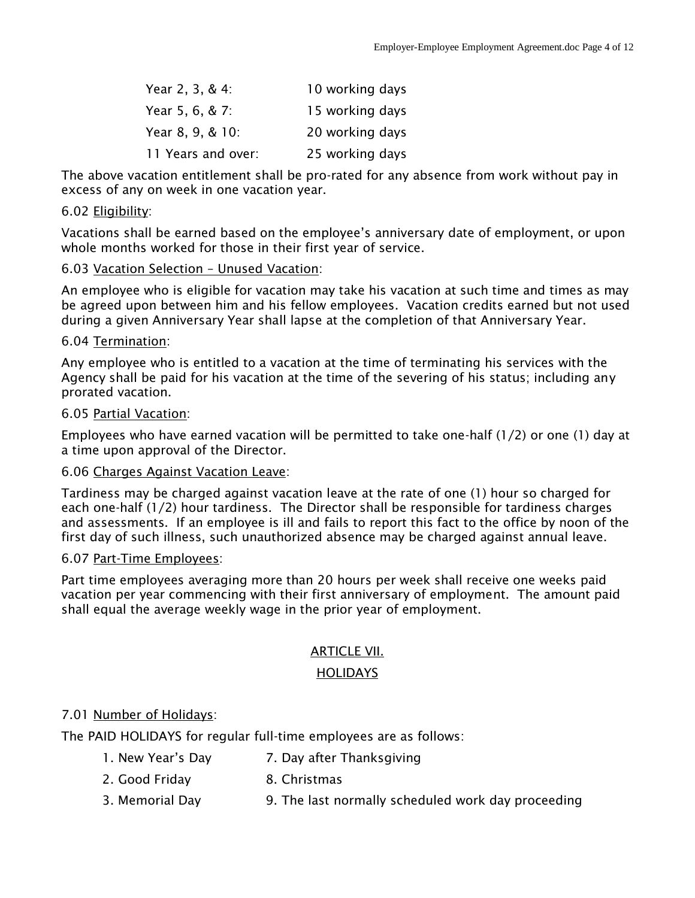| | |
|---|---|
| Year 2, 3, & 4: | 10 working days |
| Year 5, 6, & 7: | 15 working days |
| Year 8, 9, & 10: | 20 working days |
| 11 Years and over: | 25 working days |

The above vacation entitlement shall be pro-rated for any absence from work without pay in excess of any on week in one vacation year.

6.02 Eligibility:

Vacations shall be earned based on the employee's anniversary date of employment, or upon whole months worked for those in their first year of service.

6.03 Vacation Selection – Unused Vacation:

An employee who is eligible for vacation may take his vacation at such time and times as may be agreed upon between him and his fellow employees. Vacation credits earned but not used during a given Anniversary Year shall lapse at the completion of that Anniversary Year.

6.04 Termination:

Any employee who is entitled to a vacation at the time of terminating his services with the Agency shall be paid for his vacation at the time of the severing of his status; including any prorated vacation.

6.05 Partial Vacation:

Employees who have earned vacation will be permitted to take one-half (1/2) or one (1) day at a time upon approval of the Director.

6.06 Charges Against Vacation Leave:

Tardiness may be charged against vacation leave at the rate of one (1) hour so charged for each one-half (1/2) hour tardiness. The Director shall be responsible for tardiness charges and assessments. If an employee is ill and fails to report this fact to the office by noon of the first day of such illness, such unauthorized absence may be charged against annual leave.

6.07 Part-Time Employees:

Part time employees averaging more than 20 hours per week shall receive one weeks paid vacation per year commencing with their first anniversary of employment. The amount paid shall equal the average weekly wage in the prior year of employment.

## ARTICLE VII.

## HOLIDAYS

7.01 Number of Holidays:

The PAID HOLIDAYS for regular full-time employees are as follows:

1. New Year's Day
2. Good Friday
3. Memorial Day
7. Day after Thanksgiving
8. Christmas
9. The last normally scheduled work day proceeding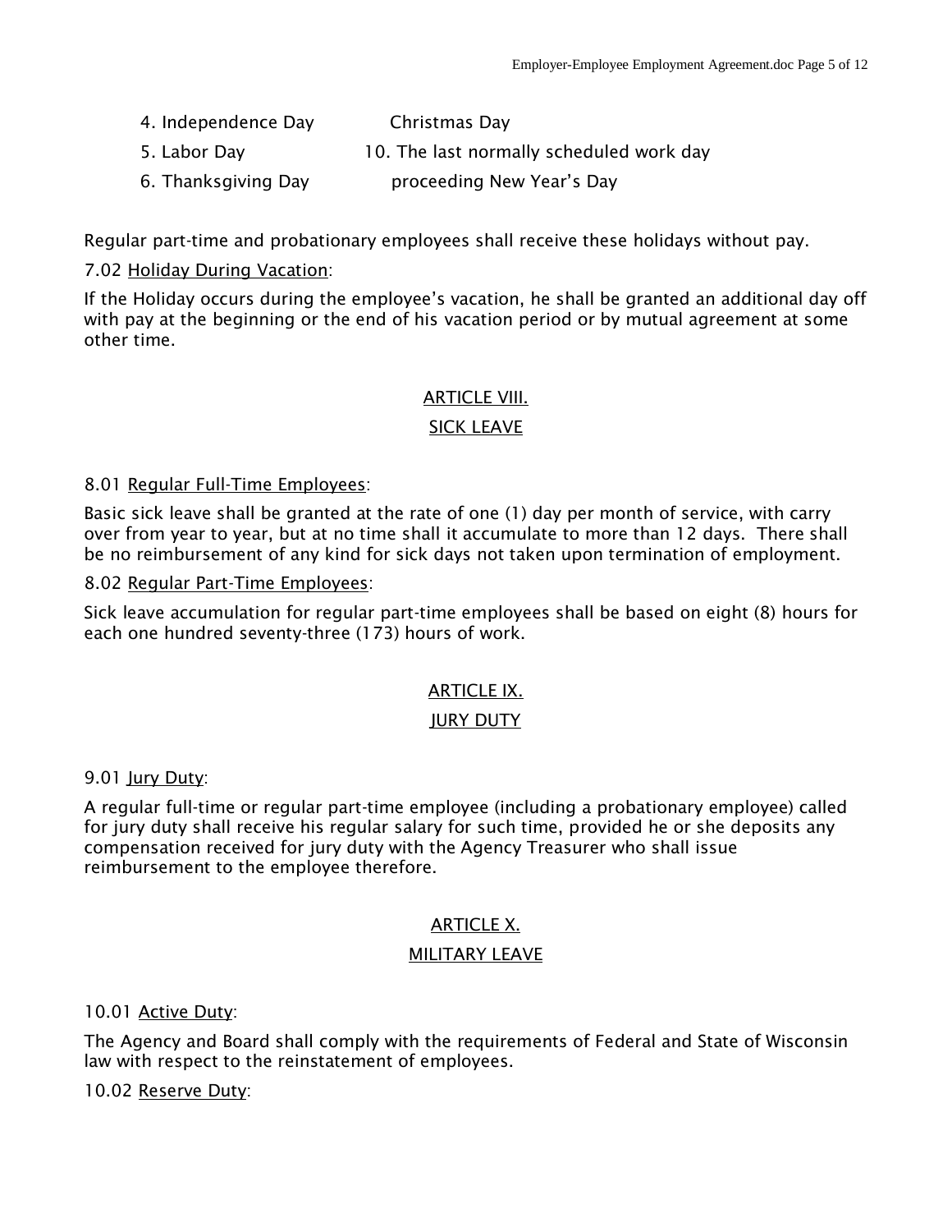4. Independence Day Christmas Day
5. Labor Day 10. The last normally scheduled work day
6. Thanksgiving Day proceeding New Year's Day

Regular part-time and probationary employees shall receive these holidays without pay.

7.02 Holiday During Vacation:

If the Holiday occurs during the employee's vacation, he shall be granted an additional day off with pay at the beginning or the end of his vacation period or by mutual agreement at some other time.

## ARTICLE VIII.

## SICK LEAVE

8.01 Regular Full-Time Employees:

Basic sick leave shall be granted at the rate of one (1) day per month of service, with carry over from year to year, but at no time shall it accumulate to more than 12 days. There shall be no reimbursement of any kind for sick days not taken upon termination of employment.

8.02 Regular Part-Time Employees:

Sick leave accumulation for regular part-time employees shall be based on eight (8) hours for each one hundred seventy-three (173) hours of work.

## ARTICLE IX.

## JURY DUTY

9.01 Jury Duty:

A regular full-time or regular part-time employee (including a probationary employee) called for jury duty shall receive his regular salary for such time, provided he or she deposits any compensation received for jury duty with the Agency Treasurer who shall issue reimbursement to the employee therefore.

## ARTICLE X.

## MILITARY LEAVE

10.01 Active Duty:

The Agency and Board shall comply with the requirements of Federal and State of Wisconsin law with respect to the reinstatement of employees.

10.02 Reserve Duty: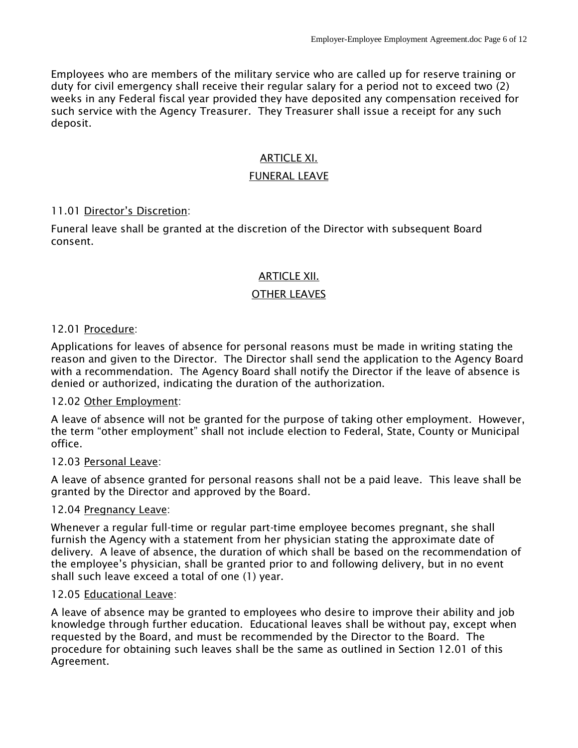Employees who are members of the military service who are called up for reserve training or duty for civil emergency shall receive their regular salary for a period not to exceed two (2) weeks in any Federal fiscal year provided they have deposited any compensation received for such service with the Agency Treasurer. They Treasurer shall issue a receipt for any such deposit.

## ARTICLE XI.

## FUNERAL LEAVE

11.01 Director's Discretion:

Funeral leave shall be granted at the discretion of the Director with subsequent Board consent.

## ARTICLE XII.

## OTHER LEAVES

12.01 Procedure:

Applications for leaves of absence for personal reasons must be made in writing stating the reason and given to the Director. The Director shall send the application to the Agency Board with a recommendation. The Agency Board shall notify the Director if the leave of absence is denied or authorized, indicating the duration of the authorization.

12.02 Other Employment:

A leave of absence will not be granted for the purpose of taking other employment. However, the term "other employment" shall not include election to Federal, State, County or Municipal office.

12.03 Personal Leave:

A leave of absence granted for personal reasons shall not be a paid leave. This leave shall be granted by the Director and approved by the Board.

12.04 Pregnancy Leave:

Whenever a regular full-time or regular part-time employee becomes pregnant, she shall furnish the Agency with a statement from her physician stating the approximate date of delivery. A leave of absence, the duration of which shall be based on the recommendation of the employee's physician, shall be granted prior to and following delivery, but in no event shall such leave exceed a total of one (1) year.

12.05 Educational Leave:

A leave of absence may be granted to employees who desire to improve their ability and job knowledge through further education. Educational leaves shall be without pay, except when requested by the Board, and must be recommended by the Director to the Board. The procedure for obtaining such leaves shall be the same as outlined in Section 12.01 of this Agreement.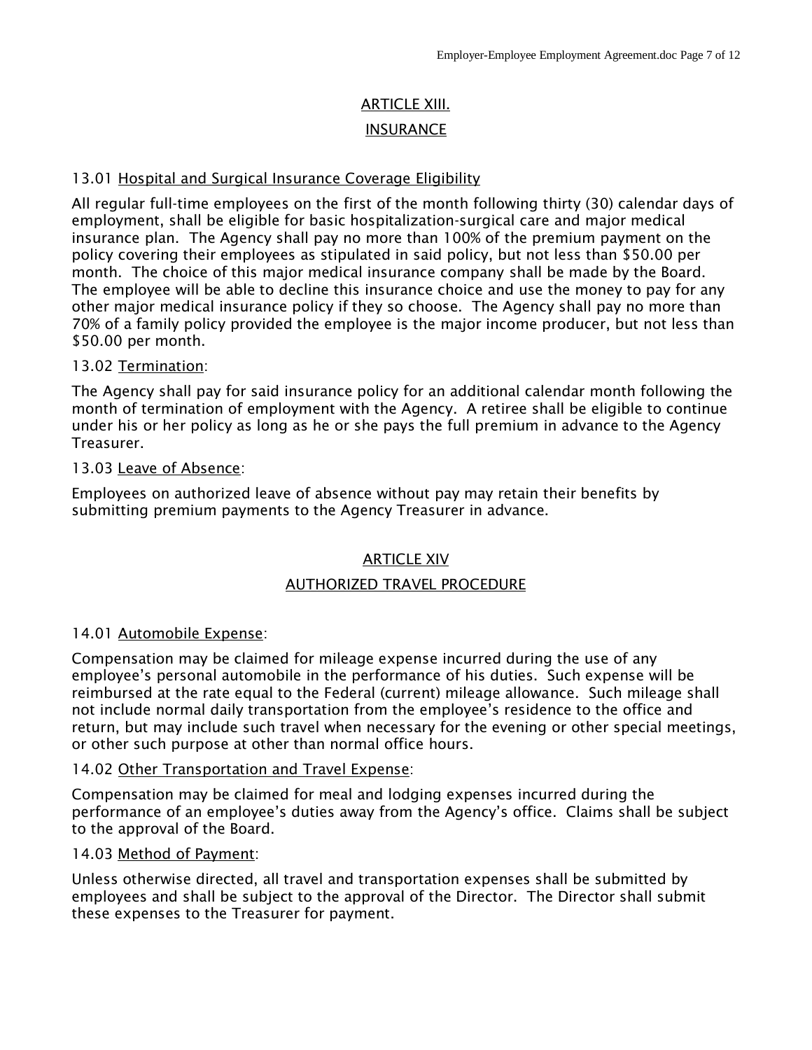## ARTICLE XIII.

## INSURANCE

13.01 Hospital and Surgical Insurance Coverage Eligibility

All regular full-time employees on the first of the month following thirty (30) calendar days of employment, shall be eligible for basic hospitalization-surgical care and major medical insurance plan. The Agency shall pay no more than 100% of the premium payment on the policy covering their employees as stipulated in said policy, but not less than $50.00 per month. The choice of this major medical insurance company shall be made by the Board. The employee will be able to decline this insurance choice and use the money to pay for any other major medical insurance policy if they so choose. The Agency shall pay no more than 70% of a family policy provided the employee is the major income producer, but not less than $50.00 per month.

13.02 Termination:

The Agency shall pay for said insurance policy for an additional calendar month following the month of termination of employment with the Agency. A retiree shall be eligible to continue under his or her policy as long as he or she pays the full premium in advance to the Agency Treasurer.

13.03 Leave of Absence:

Employees on authorized leave of absence without pay may retain their benefits by submitting premium payments to the Agency Treasurer in advance.

## ARTICLE XIV

## AUTHORIZED TRAVEL PROCEDURE

14.01 Automobile Expense:

Compensation may be claimed for mileage expense incurred during the use of any employee's personal automobile in the performance of his duties. Such expense will be reimbursed at the rate equal to the Federal (current) mileage allowance. Such mileage shall not include normal daily transportation from the employee's residence to the office and return, but may include such travel when necessary for the evening or other special meetings, or other such purpose at other than normal office hours.

14.02 Other Transportation and Travel Expense:

Compensation may be claimed for meal and lodging expenses incurred during the performance of an employee's duties away from the Agency's office. Claims shall be subject to the approval of the Board.

14.03 Method of Payment:

Unless otherwise directed, all travel and transportation expenses shall be submitted by employees and shall be subject to the approval of the Director. The Director shall submit these expenses to the Treasurer for payment.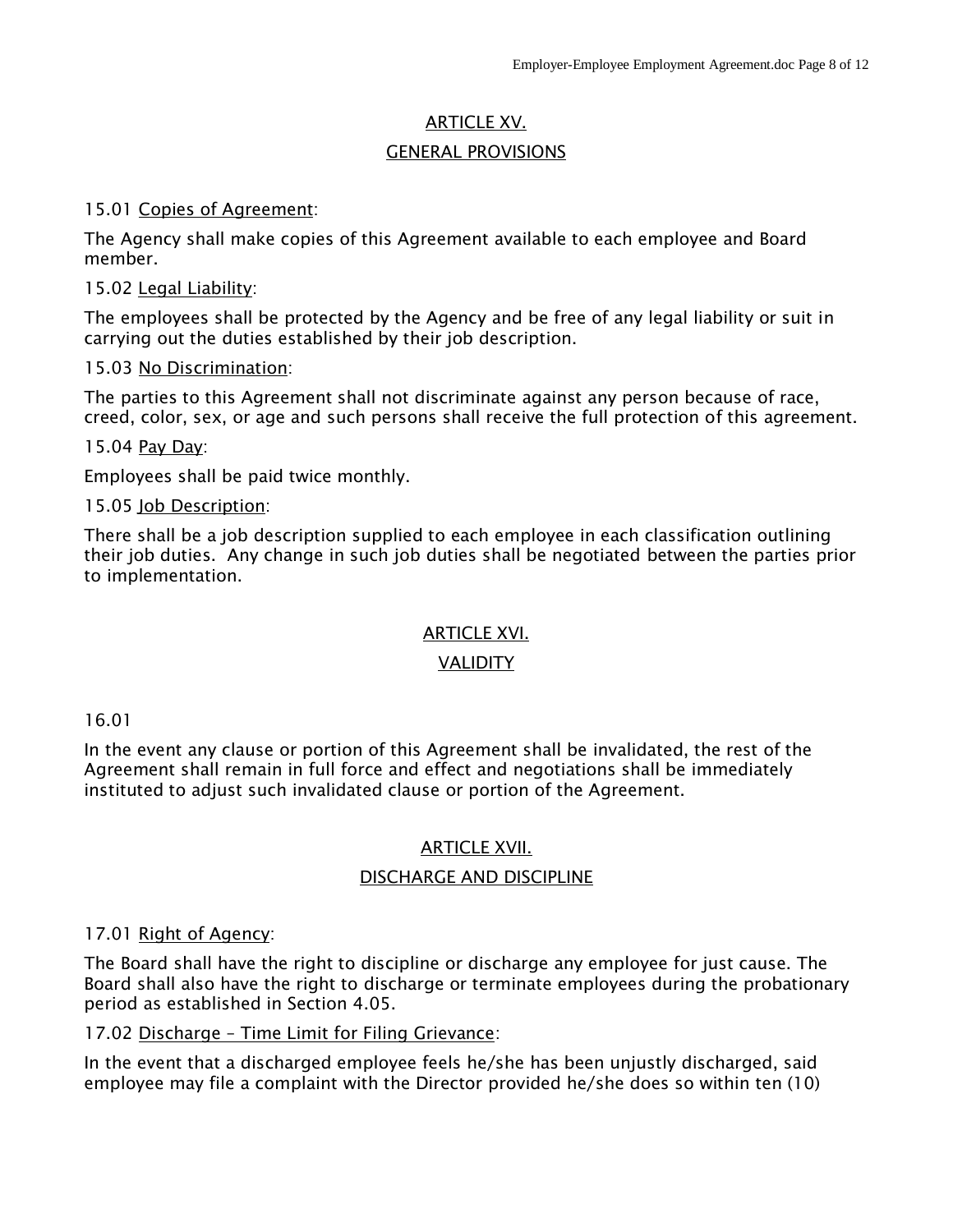## ARTICLE XV.

## GENERAL PROVISIONS

15.01 Copies of Agreement:

The Agency shall make copies of this Agreement available to each employee and Board member.

15.02 Legal Liability:

The employees shall be protected by the Agency and be free of any legal liability or suit in carrying out the duties established by their job description.

15.03 No Discrimination:

The parties to this Agreement shall not discriminate against any person because of race, creed, color, sex, or age and such persons shall receive the full protection of this agreement.

15.04 Pay Day:

Employees shall be paid twice monthly.

15.05 Job Description:

There shall be a job description supplied to each employee in each classification outlining their job duties. Any change in such job duties shall be negotiated between the parties prior to implementation.

## ARTICLE XVI.

## VALIDITY

16.01

In the event any clause or portion of this Agreement shall be invalidated, the rest of the Agreement shall remain in full force and effect and negotiations shall be immediately instituted to adjust such invalidated clause or portion of the Agreement.

## ARTICLE XVII.

## DISCHARGE AND DISCIPLINE

17.01 Right of Agency:

The Board shall have the right to discipline or discharge any employee for just cause. The Board shall also have the right to discharge or terminate employees during the probationary period as established in Section 4.05.

17.02 Discharge – Time Limit for Filing Grievance:

In the event that a discharged employee feels he/she has been unjustly discharged, said employee may file a complaint with the Director provided he/she does so within ten (10)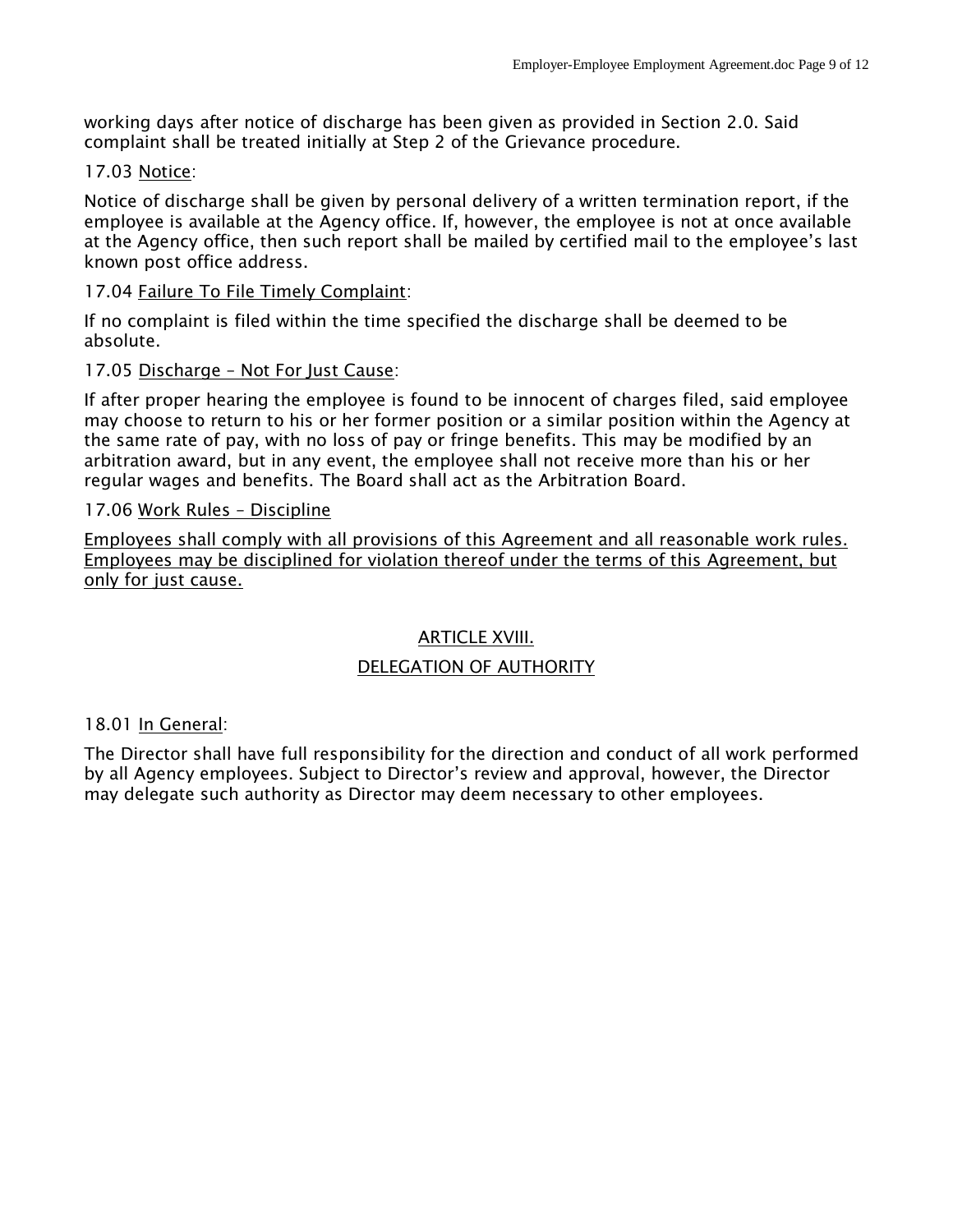working days after notice of discharge has been given as provided in Section 2.0. Said complaint shall be treated initially at Step 2 of the Grievance procedure.

17.03 Notice:

Notice of discharge shall be given by personal delivery of a written termination report, if the employee is available at the Agency office. If, however, the employee is not at once available at the Agency office, then such report shall be mailed by certified mail to the employee's last known post office address.

17.04 Failure To File Timely Complaint:

If no complaint is filed within the time specified the discharge shall be deemed to be absolute.

17.05 Discharge – Not For Just Cause:

If after proper hearing the employee is found to be innocent of charges filed, said employee may choose to return to his or her former position or a similar position within the Agency at the same rate of pay, with no loss of pay or fringe benefits. This may be modified by an arbitration award, but in any event, the employee shall not receive more than his or her regular wages and benefits. The Board shall act as the Arbitration Board.

17.06 Work Rules – Discipline

Employees shall comply with all provisions of this Agreement and all reasonable work rules. Employees may be disciplined for violation thereof under the terms of this Agreement, but only for just cause.

## ARTICLE XVIII.
## DELEGATION OF AUTHORITY

18.01 In General:

The Director shall have full responsibility for the direction and conduct of all work performed by all Agency employees. Subject to Director's review and approval, however, the Director may delegate such authority as Director may deem necessary to other employees.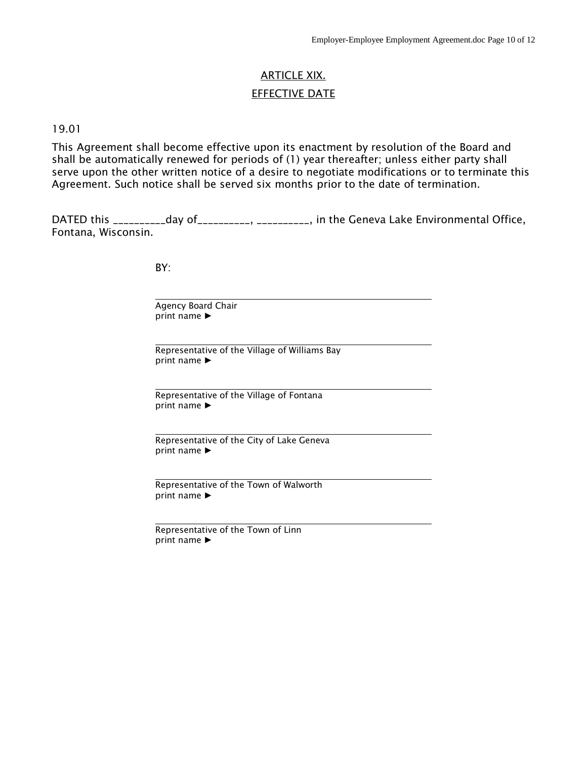## ARTICLE XIX.

## EFFECTIVE DATE

19.01

This Agreement shall become effective upon its enactment by resolution of the Board and shall be automatically renewed for periods of (1) year thereafter; unless either party shall serve upon the other written notice of a desire to negotiate modifications or to terminate this Agreement. Such notice shall be served six months prior to the date of termination.

DATED this __________day of__________, __________, in the Geneva Lake Environmental Office, Fontana, Wisconsin.

BY:

\_\_\_\_\_\_\_\_\_\_\_\_\_\_\_\_\_\_\_\_\_\_\_\_\_\_\_\_\_\_\_\_\_\_\_\_\_\_\_\_\_\_\_\_
Agency Board Chair
print name ►

\_\_\_\_\_\_\_\_\_\_\_\_\_\_\_\_\_\_\_\_\_\_\_\_\_\_\_\_\_\_\_\_\_\_\_\_\_\_\_\_\_\_\_\_
Representative of the Village of Williams Bay
print name ►

\_\_\_\_\_\_\_\_\_\_\_\_\_\_\_\_\_\_\_\_\_\_\_\_\_\_\_\_\_\_\_\_\_\_\_\_\_\_\_\_\_\_\_\_
Representative of the Village of Fontana
print name ►

\_\_\_\_\_\_\_\_\_\_\_\_\_\_\_\_\_\_\_\_\_\_\_\_\_\_\_\_\_\_\_\_\_\_\_\_\_\_\_\_\_\_\_\_
Representative of the City of Lake Geneva
print name ►

\_\_\_\_\_\_\_\_\_\_\_\_\_\_\_\_\_\_\_\_\_\_\_\_\_\_\_\_\_\_\_\_\_\_\_\_\_\_\_\_\_\_\_\_
Representative of the Town of Walworth
print name ►

\_\_\_\_\_\_\_\_\_\_\_\_\_\_\_\_\_\_\_\_\_\_\_\_\_\_\_\_\_\_\_\_\_\_\_\_\_\_\_\_\_\_\_\_
Representative of the Town of Linn
print name ►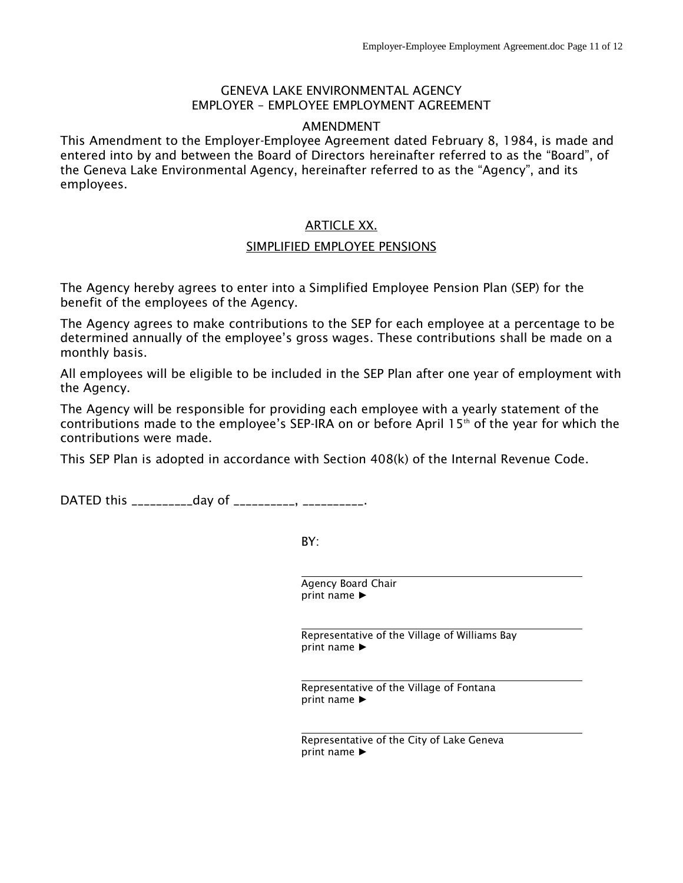# GENEVA LAKE ENVIRONMENTAL AGENCY
## EMPLOYER – EMPLOYEE EMPLOYMENT AGREEMENT

### AMENDMENT

This Amendment to the Employer-Employee Agreement dated February 8, 1984, is made and entered into by and between the Board of Directors hereinafter referred to as the "Board", of the Geneva Lake Environmental Agency, hereinafter referred to as the "Agency", and its employees.

### ARTICLE XX.

### SIMPLIFIED EMPLOYEE PENSIONS

The Agency hereby agrees to enter into a Simplified Employee Pension Plan (SEP) for the benefit of the employees of the Agency.

The Agency agrees to make contributions to the SEP for each employee at a percentage to be determined annually of the employee's gross wages. These contributions shall be made on a monthly basis.

All employees will be eligible to be included in the SEP Plan after one year of employment with the Agency.

The Agency will be responsible for providing each employee with a yearly statement of the contributions made to the employee's SEP-IRA on or before April 15th of the year for which the contributions were made.

This SEP Plan is adopted in accordance with Section 408(k) of the Internal Revenue Code.

DATED this __________day of __________, __________.

BY:

______________________________
Agency Board Chair
print name ►

______________________________
Representative of the Village of Williams Bay
print name ►

______________________________
Representative of the Village of Fontana
print name ►

______________________________
Representative of the City of Lake Geneva
print name ►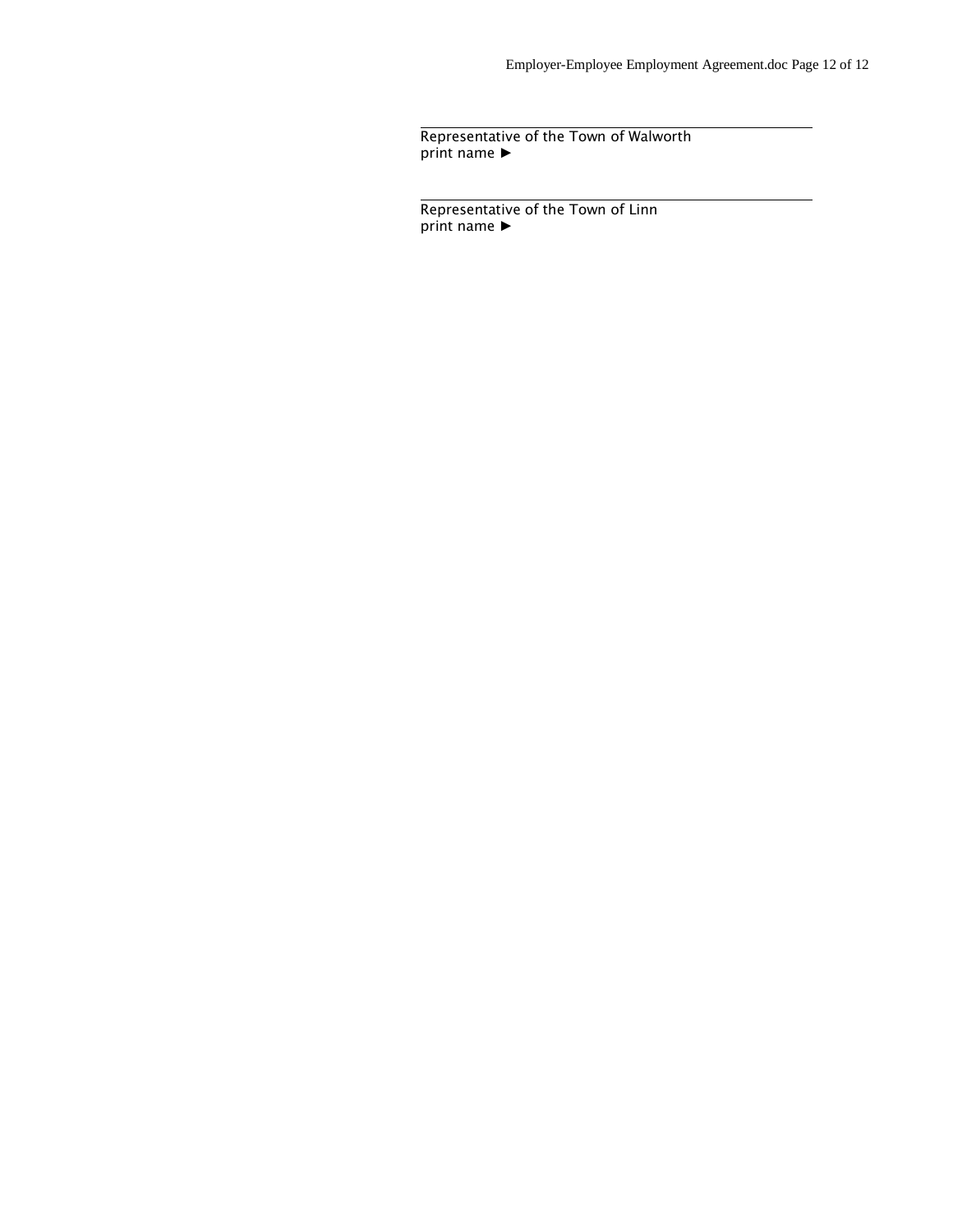\_\_\_\_\_\_\_\_\_\_\_\_\_\_\_\_\_\_\_\_\_\_\_\_\_\_\_\_\_\_\_\_\_\_\_\_\_\_\_\_

Representative of the Town of Walworth
print name ►

\_\_\_\_\_\_\_\_\_\_\_\_\_\_\_\_\_\_\_\_\_\_\_\_\_\_\_\_\_\_\_\_\_\_\_\_\_\_\_\_

Representative of the Town of Linn
print name ►